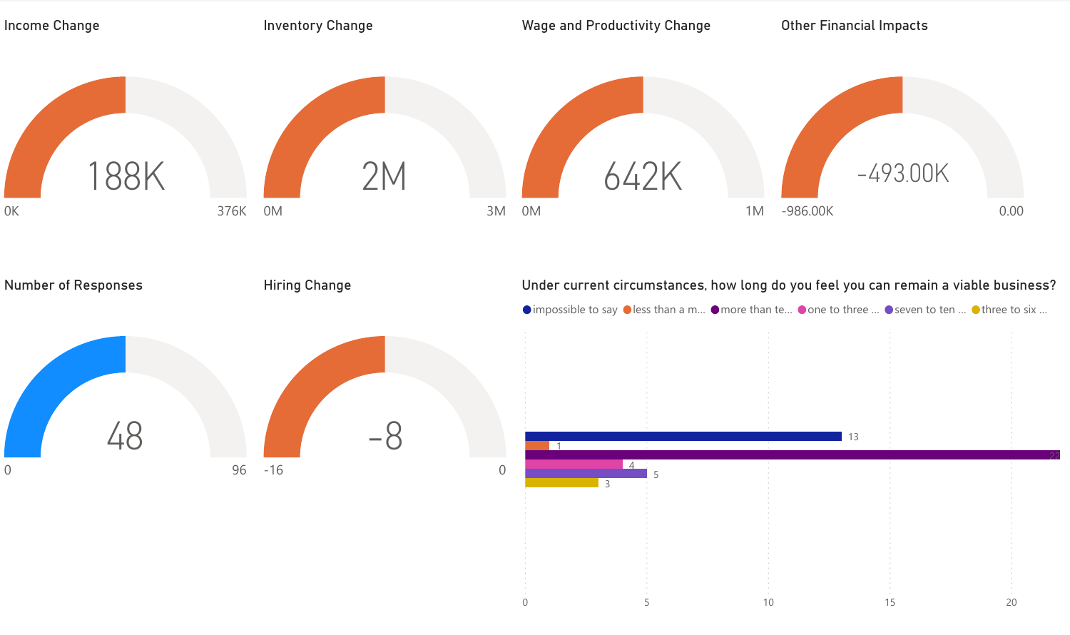## Income Change

188K

0K — 376K

## Inventory Change

2M

0M — 3M

## Wage and Productivity Change

642K

0M — 1M

## Other Financial Impacts

-493.00K

-986.00K — 0.00

## Number of Responses

48

0 — 96

## Hiring Change

-8

-16 — 0

## Under current circumstances, how long do you feel you can remain a viable business?

| Response | Count |
| --- | --- |
| impossible to say | 13 |
| less than a m... | 1 |
| more than te... | 22 |
| one to three ... | 4 |
| seven to ten ... | 5 |
| three to six ... | 3 |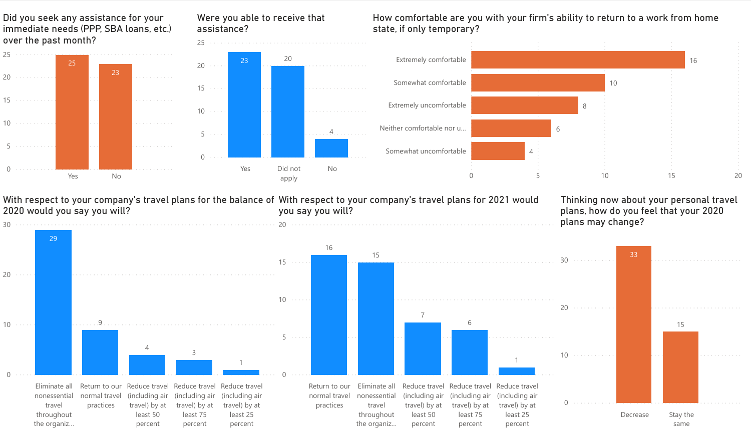Did you seek any assistance for your immediate needs (PPP, SBA loans, etc.) over the past month?

25
20
15
10
5
0

Yes 25
No 23

Were you able to receive that assistance?

25
20
15
10
5
0

Yes 23
Did not apply 20
No 4

How comfortable are you with your firm's ability to return to a work from home state, if only temporary?

Extremely comfortable 16
Somewhat comfortable 10
Extremely uncomfortable 8
Neither comfortable nor u... 6
Somewhat uncomfortable 4

0 5 10 15 20

With respect to your company's travel plans for the balance of 2020 would you say you will?

30
20
10
0

Eliminate all nonessential travel throughout the organiz... 29
Return to our normal travel practices 9
Reduce travel (including air travel) by at least 50 percent 4
Reduce travel (including air travel) by at least 75 percent 3
Reduce travel (including air travel) by at least 25 percent 1

With respect to your company's travel plans for 2021 would you say you will?

20
15
10
5
0

Return to our normal travel practices 16
Eliminate all nonessential travel throughout the organiz... 15
Reduce travel (including air travel) by at least 50 percent 7
Reduce travel (including air travel) by at least 75 percent 6
Reduce travel (including air travel) by at least 25 percent 1

Thinking now about your personal travel plans, how do you feel that your 2020 plans may change?

30
20
10
0

Decrease 33
Stay the same 15